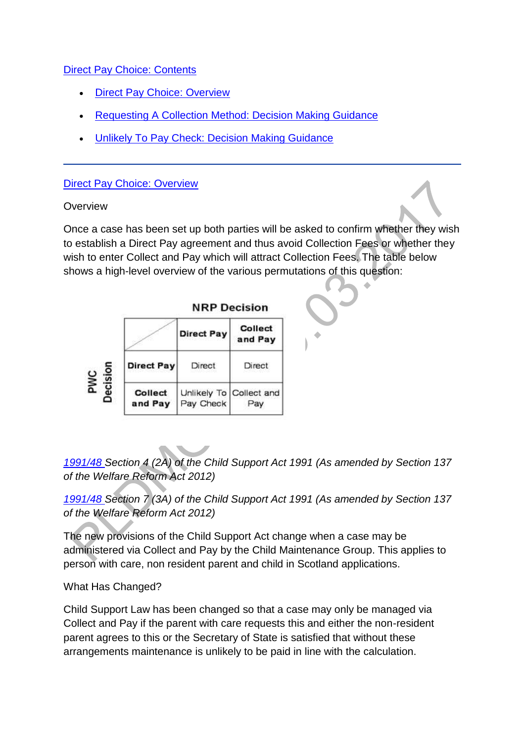Direct Pay Choice: Contents

- Direct Pay Choice: Overview
- Requesting A Collection Method: Decision Making Guidance
- Unlikely To Pay Check: Decision Making Guidance

---

Direct Pay Choice: Overview

Overview

Once a case has been set up both parties will be asked to confirm whether they wish to establish a Direct Pay agreement and thus avoid Collection Fees or whether they wish to enter Collect and Pay which will attract Collection Fees. The table below shows a high-level overview of the various permutations of this question:

| PWC Decision \ NRP Decision | Direct Pay | Collect and Pay |
|---|---|---|
| **Direct Pay** | Direct | Direct |
| **Collect and Pay** | Unlikely To Pay Check | Collect and Pay |

*1991/48 Section 4 (2A) of the Child Support Act 1991 (As amended by Section 137 of the Welfare Reform Act 2012)*

*1991/48 Section 7 (3A) of the Child Support Act 1991 (As amended by Section 137 of the Welfare Reform Act 2012)*

The new provisions of the Child Support Act change when a case may be administered via Collect and Pay by the Child Maintenance Group. This applies to person with care, non resident parent and child in Scotland applications.

What Has Changed?

Child Support Law has been changed so that a case may only be managed via Collect and Pay if the parent with care requests this and either the non-resident parent agrees to this or the Secretary of State is satisfied that without these arrangements maintenance is unlikely to be paid in line with the calculation.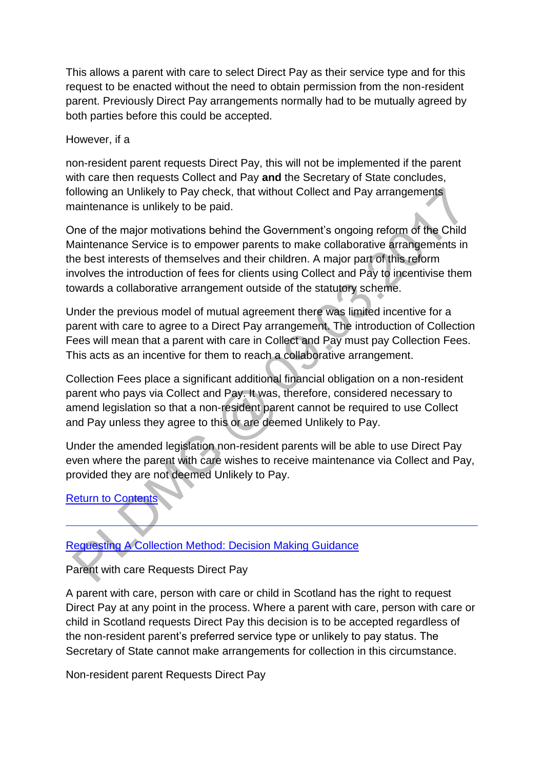This allows a parent with care to select Direct Pay as their service type and for this request to be enacted without the need to obtain permission from the non-resident parent. Previously Direct Pay arrangements normally had to be mutually agreed by both parties before this could be accepted.

However, if a

non-resident parent requests Direct Pay, this will not be implemented if the parent with care then requests Collect and Pay **and** the Secretary of State concludes, following an Unlikely to Pay check, that without Collect and Pay arrangements maintenance is unlikely to be paid.

One of the major motivations behind the Government's ongoing reform of the Child Maintenance Service is to empower parents to make collaborative arrangements in the best interests of themselves and their children. A major part of this reform involves the introduction of fees for clients using Collect and Pay to incentivise them towards a collaborative arrangement outside of the statutory scheme.

Under the previous model of mutual agreement there was limited incentive for a parent with care to agree to a Direct Pay arrangement. The introduction of Collection Fees will mean that a parent with care in Collect and Pay must pay Collection Fees. This acts as an incentive for them to reach a collaborative arrangement.

Collection Fees place a significant additional financial obligation on a non-resident parent who pays via Collect and Pay. It was, therefore, considered necessary to amend legislation so that a non-resident parent cannot be required to use Collect and Pay unless they agree to this or are deemed Unlikely to Pay.

Under the amended legislation non-resident parents will be able to use Direct Pay even where the parent with care wishes to receive maintenance via Collect and Pay, provided they are not deemed Unlikely to Pay.

[Return to Contents]

---

[Requesting A Collection Method: Decision Making Guidance]

Parent with care Requests Direct Pay

A parent with care, person with care or child in Scotland has the right to request Direct Pay at any point in the process. Where a parent with care, person with care or child in Scotland requests Direct Pay this decision is to be accepted regardless of the non-resident parent's preferred service type or unlikely to pay status. The Secretary of State cannot make arrangements for collection in this circumstance.

Non-resident parent Requests Direct Pay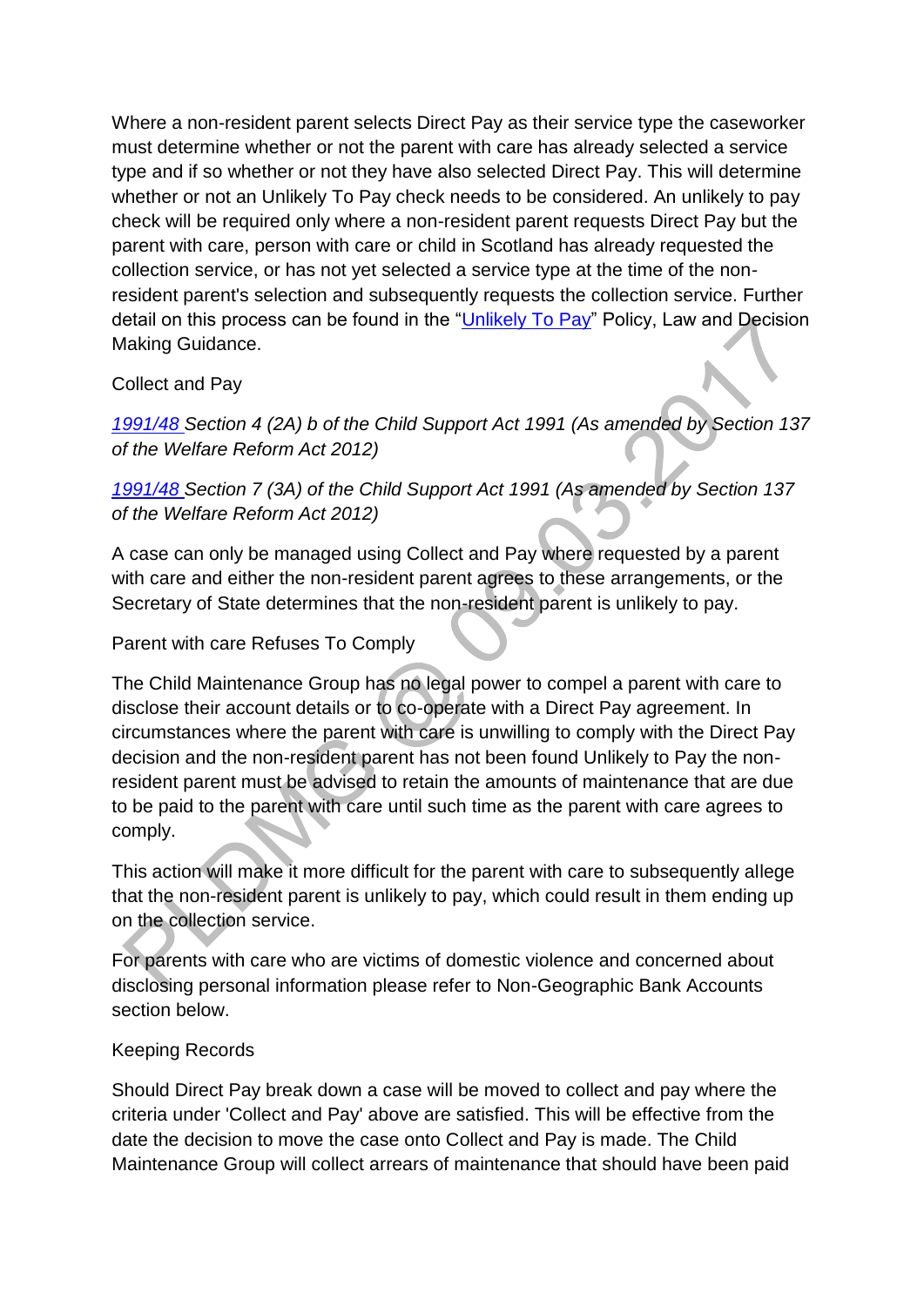Where a non-resident parent selects Direct Pay as their service type the caseworker must determine whether or not the parent with care has already selected a service type and if so whether or not they have also selected Direct Pay. This will determine whether or not an Unlikely To Pay check needs to be considered. An unlikely to pay check will be required only where a non-resident parent requests Direct Pay but the parent with care, person with care or child in Scotland has already requested the collection service, or has not yet selected a service type at the time of the non-resident parent's selection and subsequently requests the collection service. Further detail on this process can be found in the "Unlikely To Pay" Policy, Law and Decision Making Guidance.

Collect and Pay

*1991/48 Section 4 (2A) b of the Child Support Act 1991 (As amended by Section 137 of the Welfare Reform Act 2012)*

*1991/48 Section 7 (3A) of the Child Support Act 1991 (As amended by Section 137 of the Welfare Reform Act 2012)*

A case can only be managed using Collect and Pay where requested by a parent with care and either the non-resident parent agrees to these arrangements, or the Secretary of State determines that the non-resident parent is unlikely to pay.

Parent with care Refuses To Comply

The Child Maintenance Group has no legal power to compel a parent with care to disclose their account details or to co-operate with a Direct Pay agreement. In circumstances where the parent with care is unwilling to comply with the Direct Pay decision and the non-resident parent has not been found Unlikely to Pay the non-resident parent must be advised to retain the amounts of maintenance that are due to be paid to the parent with care until such time as the parent with care agrees to comply.

This action will make it more difficult for the parent with care to subsequently allege that the non-resident parent is unlikely to pay, which could result in them ending up on the collection service.

For parents with care who are victims of domestic violence and concerned about disclosing personal information please refer to Non-Geographic Bank Accounts section below.

Keeping Records

Should Direct Pay break down a case will be moved to collect and pay where the criteria under 'Collect and Pay' above are satisfied. This will be effective from the date the decision to move the case onto Collect and Pay is made. The Child Maintenance Group will collect arrears of maintenance that should have been paid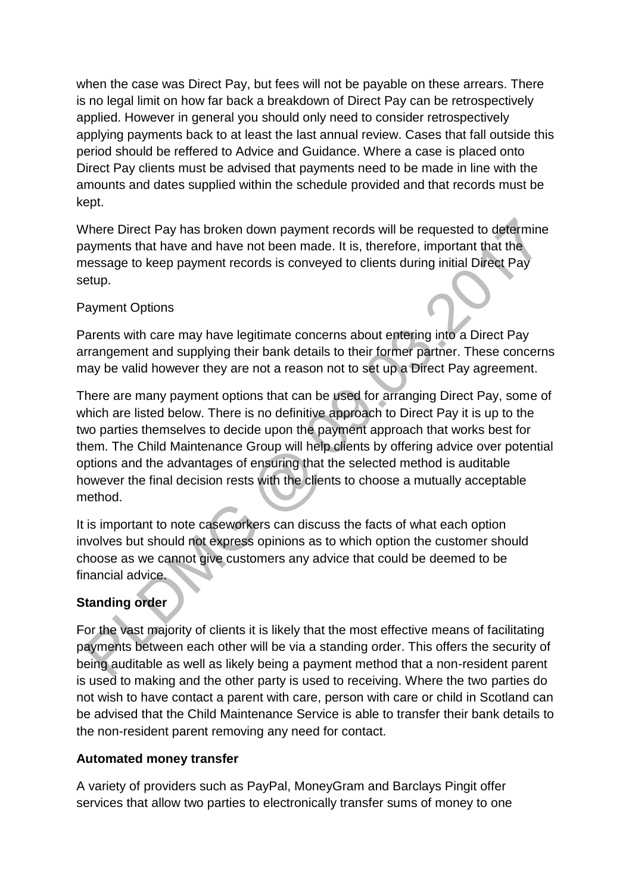when the case was Direct Pay, but fees will not be payable on these arrears. There is no legal limit on how far back a breakdown of Direct Pay can be retrospectively applied. However in general you should only need to consider retrospectively applying payments back to at least the last annual review. Cases that fall outside this period should be reffered to Advice and Guidance. Where a case is placed onto Direct Pay clients must be advised that payments need to be made in line with the amounts and dates supplied within the schedule provided and that records must be kept.

Where Direct Pay has broken down payment records will be requested to determine payments that have and have not been made. It is, therefore, important that the message to keep payment records is conveyed to clients during initial Direct Pay setup.

Payment Options

Parents with care may have legitimate concerns about entering into a Direct Pay arrangement and supplying their bank details to their former partner. These concerns may be valid however they are not a reason not to set up a Direct Pay agreement.

There are many payment options that can be used for arranging Direct Pay, some of which are listed below. There is no definitive approach to Direct Pay it is up to the two parties themselves to decide upon the payment approach that works best for them. The Child Maintenance Group will help clients by offering advice over potential options and the advantages of ensuring that the selected method is auditable however the final decision rests with the clients to choose a mutually acceptable method.

It is important to note caseworkers can discuss the facts of what each option involves but should not express opinions as to which option the customer should choose as we cannot give customers any advice that could be deemed to be financial advice.

**Standing order**

For the vast majority of clients it is likely that the most effective means of facilitating payments between each other will be via a standing order. This offers the security of being auditable as well as likely being a payment method that a non-resident parent is used to making and the other party is used to receiving. Where the two parties do not wish to have contact a parent with care, person with care or child in Scotland can be advised that the Child Maintenance Service is able to transfer their bank details to the non-resident parent removing any need for contact.

**Automated money transfer**

A variety of providers such as PayPal, MoneyGram and Barclays Pingit offer services that allow two parties to electronically transfer sums of money to one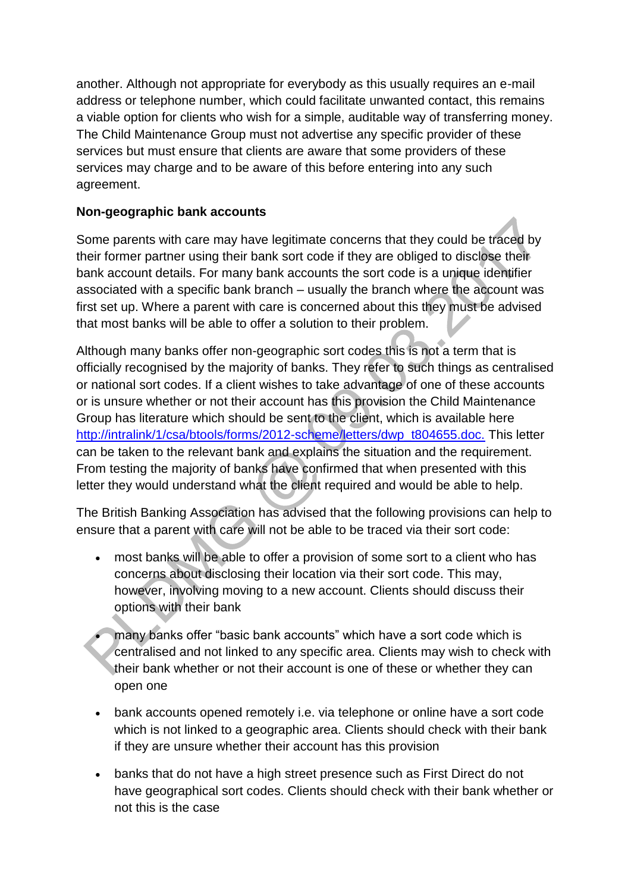another. Although not appropriate for everybody as this usually requires an e-mail address or telephone number, which could facilitate unwanted contact, this remains a viable option for clients who wish for a simple, auditable way of transferring money. The Child Maintenance Group must not advertise any specific provider of these services but must ensure that clients are aware that some providers of these services may charge and to be aware of this before entering into any such agreement.

**Non-geographic bank accounts**

Some parents with care may have legitimate concerns that they could be traced by their former partner using their bank sort code if they are obliged to disclose their bank account details. For many bank accounts the sort code is a unique identifier associated with a specific bank branch – usually the branch where the account was first set up. Where a parent with care is concerned about this they must be advised that most banks will be able to offer a solution to their problem.

Although many banks offer non-geographic sort codes this is not a term that is officially recognised by the majority of banks. They refer to such things as centralised or national sort codes. If a client wishes to take advantage of one of these accounts or is unsure whether or not their account has this provision the Child Maintenance Group has literature which should be sent to the client, which is available here [http://intralink/1/csa/btools/forms/2012-scheme/letters/dwp_t804655.doc.](http://intralink/1/csa/btools/forms/2012-scheme/letters/dwp_t804655.doc) This letter can be taken to the relevant bank and explains the situation and the requirement. From testing the majority of banks have confirmed that when presented with this letter they would understand what the client required and would be able to help.

The British Banking Association has advised that the following provisions can help to ensure that a parent with care will not be able to be traced via their sort code:

- most banks will be able to offer a provision of some sort to a client who has concerns about disclosing their location via their sort code. This may, however, involving moving to a new account. Clients should discuss their options with their bank
- many banks offer "basic bank accounts" which have a sort code which is centralised and not linked to any specific area. Clients may wish to check with their bank whether or not their account is one of these or whether they can open one
- bank accounts opened remotely i.e. via telephone or online have a sort code which is not linked to a geographic area. Clients should check with their bank if they are unsure whether their account has this provision
- banks that do not have a high street presence such as First Direct do not have geographical sort codes. Clients should check with their bank whether or not this is the case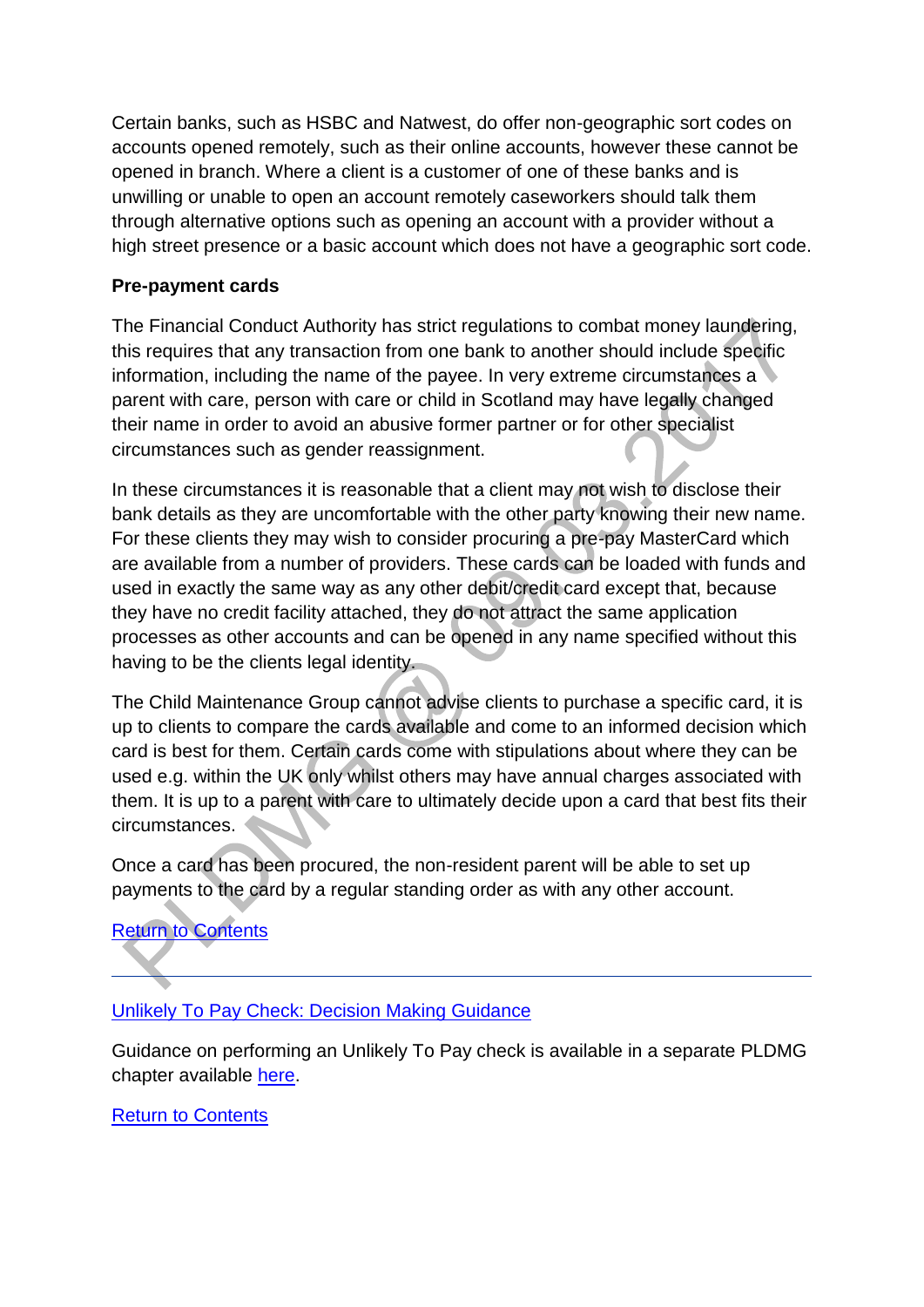Certain banks, such as HSBC and Natwest, do offer non-geographic sort codes on accounts opened remotely, such as their online accounts, however these cannot be opened in branch. Where a client is a customer of one of these banks and is unwilling or unable to open an account remotely caseworkers should talk them through alternative options such as opening an account with a provider without a high street presence or a basic account which does not have a geographic sort code.

**Pre-payment cards**

The Financial Conduct Authority has strict regulations to combat money laundering, this requires that any transaction from one bank to another should include specific information, including the name of the payee. In very extreme circumstances a parent with care, person with care or child in Scotland may have legally changed their name in order to avoid an abusive former partner or for other specialist circumstances such as gender reassignment.

In these circumstances it is reasonable that a client may not wish to disclose their bank details as they are uncomfortable with the other party knowing their new name. For these clients they may wish to consider procuring a pre-pay MasterCard which are available from a number of providers. These cards can be loaded with funds and used in exactly the same way as any other debit/credit card except that, because they have no credit facility attached, they do not attract the same application processes as other accounts and can be opened in any name specified without this having to be the clients legal identity.

The Child Maintenance Group cannot advise clients to purchase a specific card, it is up to clients to compare the cards available and come to an informed decision which card is best for them. Certain cards come with stipulations about where they can be used e.g. within the UK only whilst others may have annual charges associated with them. It is up to a parent with care to ultimately decide upon a card that best fits their circumstances.

Once a card has been procured, the non-resident parent will be able to set up payments to the card by a regular standing order as with any other account.

Return to Contents

---

Unlikely To Pay Check: Decision Making Guidance

Guidance on performing an Unlikely To Pay check is available in a separate PLDMG chapter available here.

Return to Contents